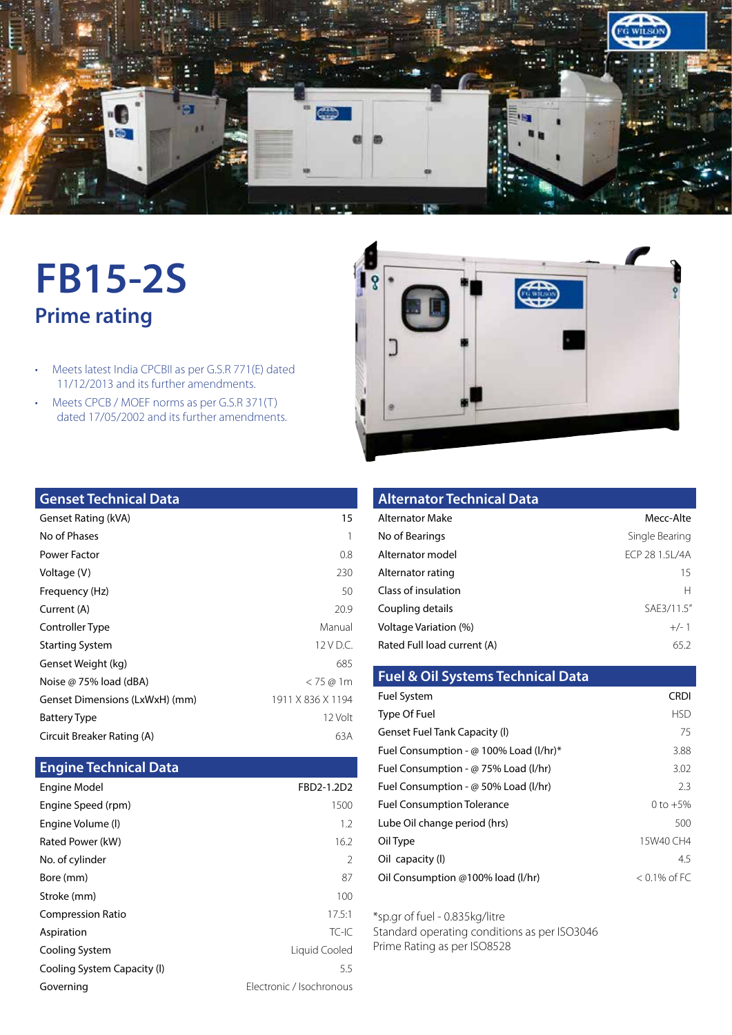# FB15-2S

## Prime rating

- Meets latest India CPCBII as per G.S.R 771(E) dated 11/12/2013 and its further amendments.
- Meets CPCB / MOEF norms as per G.S.R 371(T) dated 17/05/2002 and its further amendments.

## Genset Technical Data

| Parameter | Value |
|---|---|
| Genset Rating (kVA) | 15 |
| No of Phases | 1 |
| Power Factor | 0.8 |
| Voltage (V) | 230 |
| Frequency (Hz) | 50 |
| Current (A) | 20.9 |
| Controller Type | Manual |
| Starting System | 12 V D.C. |
| Genset Weight (kg) | 685 |
| Noise @ 75% load (dBA) | < 75 @ 1m |
| Genset Dimensions (LxWxH) (mm) | 1911 X 836 X 1194 |
| Battery Type | 12 Volt |
| Circuit Breaker Rating (A) | 63A |

## Engine Technical Data

| Parameter | Value |
|---|---|
| Engine Model | FBD2-1.2D2 |
| Engine Speed (rpm) | 1500 |
| Engine Volume (l) | 1.2 |
| Rated Power (kW) | 16.2 |
| No. of cylinder | 2 |
| Bore (mm) | 87 |
| Stroke (mm) | 100 |
| Compression Ratio | 17.5:1 |
| Aspiration | TC-IC |
| Cooling System | Liquid Cooled |
| Cooling System Capacity (l) | 5.5 |
| Governing | Electronic / Isochronous |

## Alternator Technical Data

| Parameter | Value |
|---|---|
| Alternator Make | Mecc-Alte |
| No of Bearings | Single Bearing |
| Alternator model | ECP 28 1.5L/4A |
| Alternator rating | 15 |
| Class of insulation | H |
| Coupling details | SAE3/11.5" |
| Voltage Variation (%) | +/- 1 |
| Rated Full load current (A) | 65.2 |

## Fuel & Oil Systems Technical Data

| Parameter | Value |
|---|---|
| Fuel System | CRDI |
| Type Of Fuel | HSD |
| Genset Fuel Tank Capacity (l) | 75 |
| Fuel Consumption - @ 100% Load (l/hr)* | 3.88 |
| Fuel Consumption - @ 75% Load (l/hr) | 3.02 |
| Fuel Consumption - @ 50% Load (l/hr) | 2.3 |
| Fuel Consumption Tolerance | 0 to +5% |
| Lube Oil change period (hrs) | 500 |
| Oil Type | 15W40 CH4 |
| Oil capacity (l) | 4.5 |
| Oil Consumption @100% load (l/hr) | < 0.1% of FC |

*sp.gr of fuel - 0.835kg/litre
Standard operating conditions as per ISO3046
Prime Rating as per ISO8528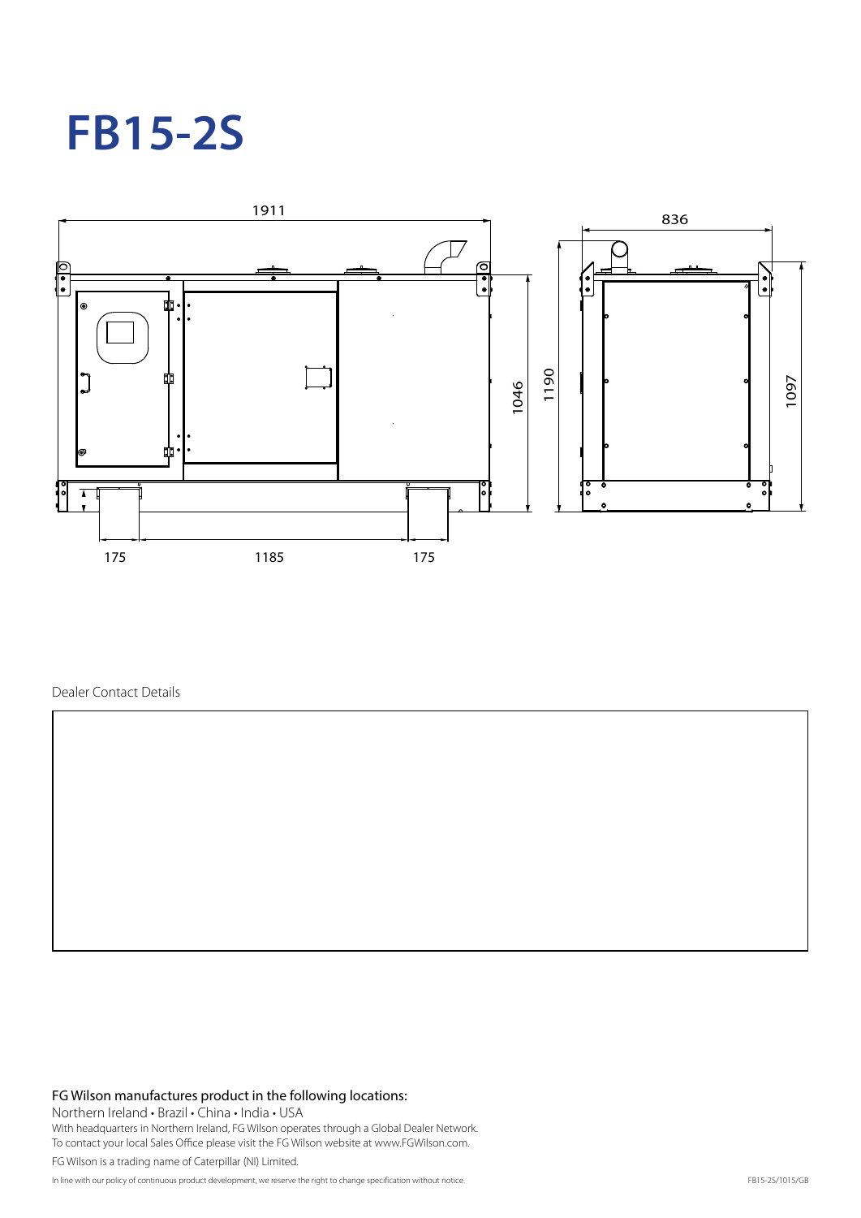# FB15-2S

1911

836

1046

1190

1097

175

1185

175

Dealer Contact Details

FG Wilson manufactures product in the following locations:

Northern Ireland • Brazil • China • India • USA

With headquarters in Northern Ireland, FG Wilson operates through a Global Dealer Network.
To contact your local Sales Office please visit the FG Wilson website at www.FGWilson.com.

FG Wilson is a trading name of Caterpillar (NI) Limited.

In line with our policy of continuous product development, we reserve the right to change specification without notice.

FB15-2S/1015/GB